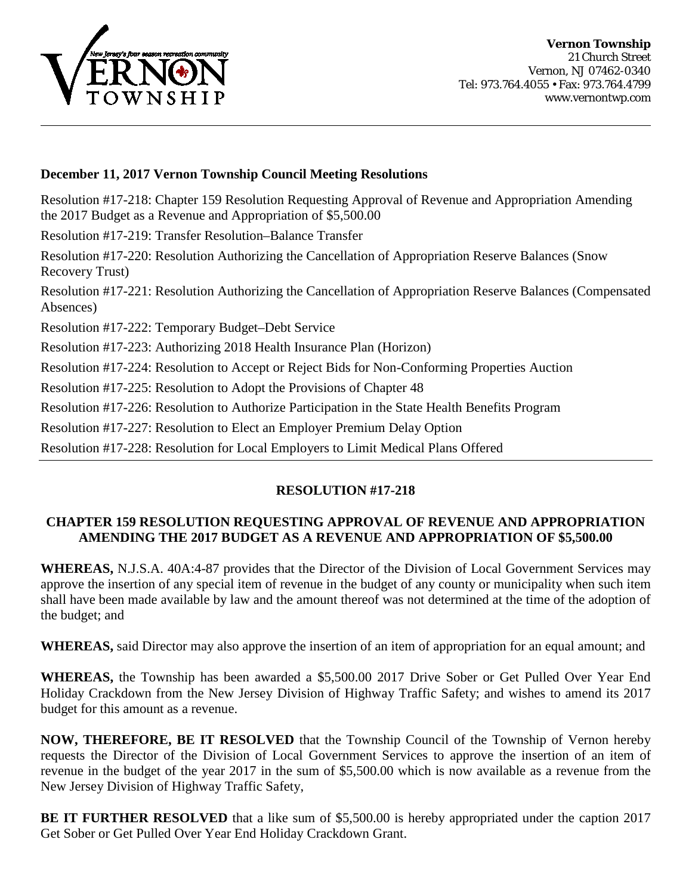Vernon Township
21 Church Street
Vernon, NJ 07462-0340
Tel: 973.764.4055 • Fax: 973.764.4799
www.vernontwp.com

---

**December 11, 2017 Vernon Township Council Meeting Resolutions**

Resolution #17-218: Chapter 159 Resolution Requesting Approval of Revenue and Appropriation Amending the 2017 Budget as a Revenue and Appropriation of $5,500.00

Resolution #17-219: Transfer Resolution–Balance Transfer

Resolution #17-220: Resolution Authorizing the Cancellation of Appropriation Reserve Balances (Snow Recovery Trust)

Resolution #17-221: Resolution Authorizing the Cancellation of Appropriation Reserve Balances (Compensated Absences)

Resolution #17-222: Temporary Budget–Debt Service

Resolution #17-223: Authorizing 2018 Health Insurance Plan (Horizon)

Resolution #17-224: Resolution to Accept or Reject Bids for Non-Conforming Properties Auction

Resolution #17-225: Resolution to Adopt the Provisions of Chapter 48

Resolution #17-226: Resolution to Authorize Participation in the State Health Benefits Program

Resolution #17-227: Resolution to Elect an Employer Premium Delay Option

Resolution #17-228: Resolution for Local Employers to Limit Medical Plans Offered

---

## RESOLUTION #17-218

### CHAPTER 159 RESOLUTION REQUESTING APPROVAL OF REVENUE AND APPROPRIATION AMENDING THE 2017 BUDGET AS A REVENUE AND APPROPRIATION OF $5,500.00

**WHEREAS,** N.J.S.A. 40A:4-87 provides that the Director of the Division of Local Government Services may approve the insertion of any special item of revenue in the budget of any county or municipality when such item shall have been made available by law and the amount thereof was not determined at the time of the adoption of the budget; and

**WHEREAS,** said Director may also approve the insertion of an item of appropriation for an equal amount; and

**WHEREAS,** the Township has been awarded a $5,500.00 2017 Drive Sober or Get Pulled Over Year End Holiday Crackdown from the New Jersey Division of Highway Traffic Safety; and wishes to amend its 2017 budget for this amount as a revenue.

**NOW, THEREFORE, BE IT RESOLVED** that the Township Council of the Township of Vernon hereby requests the Director of the Division of Local Government Services to approve the insertion of an item of revenue in the budget of the year 2017 in the sum of $5,500.00 which is now available as a revenue from the New Jersey Division of Highway Traffic Safety,

**BE IT FURTHER RESOLVED** that a like sum of $5,500.00 is hereby appropriated under the caption 2017 Get Sober or Get Pulled Over Year End Holiday Crackdown Grant.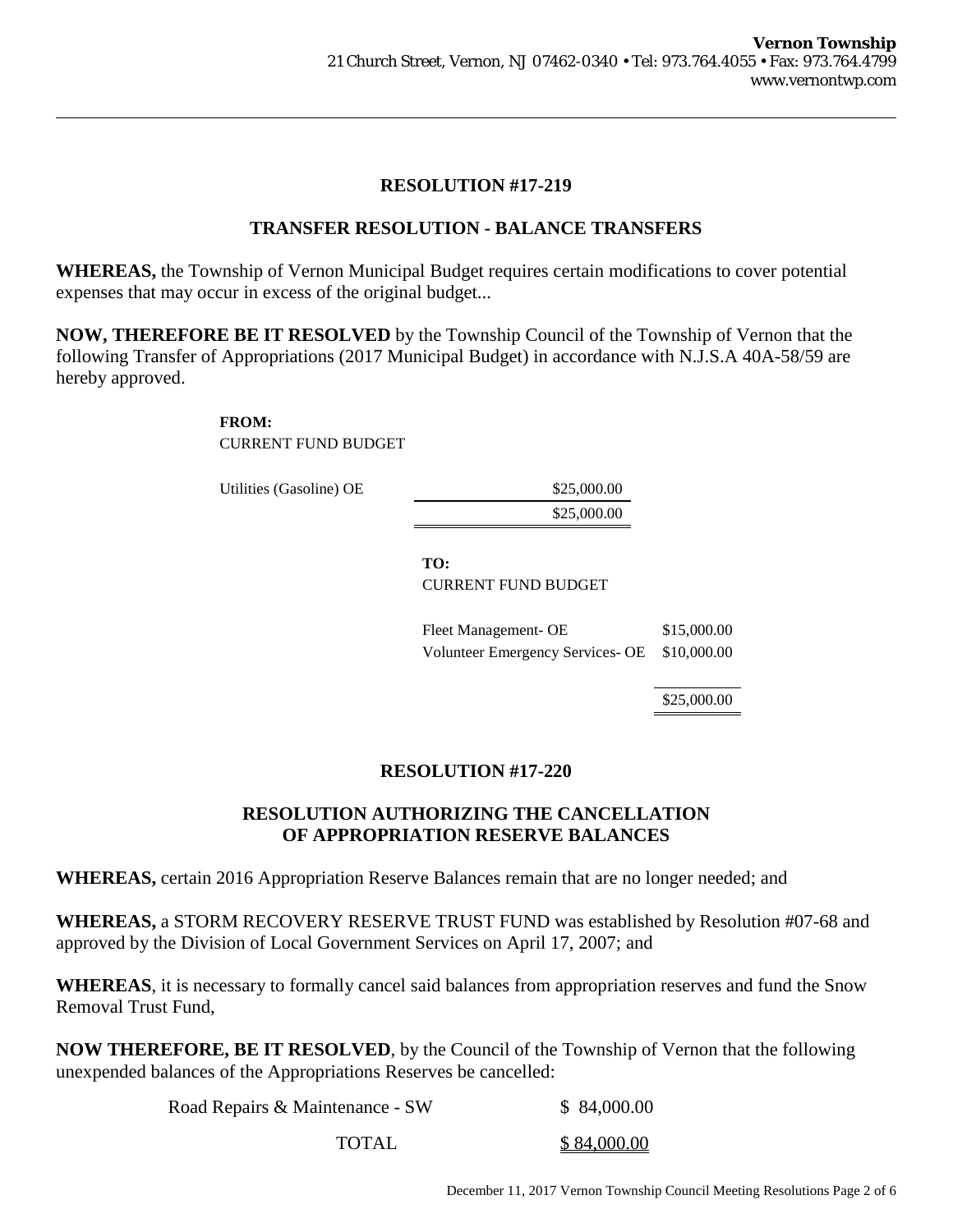## RESOLUTION #17-219

## TRANSFER RESOLUTION - BALANCE TRANSFERS

**WHEREAS,** the Township of Vernon Municipal Budget requires certain modifications to cover potential expenses that may occur in excess of the original budget...

**NOW, THEREFORE BE IT RESOLVED** by the Township Council of the Township of Vernon that the following Transfer of Appropriations (2017 Municipal Budget) in accordance with N.J.S.A 40A-58/59 are hereby approved.

**FROM:**
CURRENT FUND BUDGET

| | |
|---|---|
| Utilities (Gasoline) OE | $25,000.00 |
| | $25,000.00 |

**TO:**
CURRENT FUND BUDGET

| | |
|---|---|
| Fleet Management- OE | $15,000.00 |
| Volunteer Emergency Services- OE | $10,000.00 |
| | $25,000.00 |

## RESOLUTION #17-220

## RESOLUTION AUTHORIZING THE CANCELLATION OF APPROPRIATION RESERVE BALANCES

**WHEREAS,** certain 2016 Appropriation Reserve Balances remain that are no longer needed; and

**WHEREAS,** a STORM RECOVERY RESERVE TRUST FUND was established by Resolution #07-68 and approved by the Division of Local Government Services on April 17, 2007; and

**WHEREAS**, it is necessary to formally cancel said balances from appropriation reserves and fund the Snow Removal Trust Fund,

**NOW THEREFORE, BE IT RESOLVED**, by the Council of the Township of Vernon that the following unexpended balances of the Appropriations Reserves be cancelled:

| | |
|---|---|
| Road Repairs & Maintenance - SW | $ 84,000.00 |
| TOTAL | $ 84,000.00 |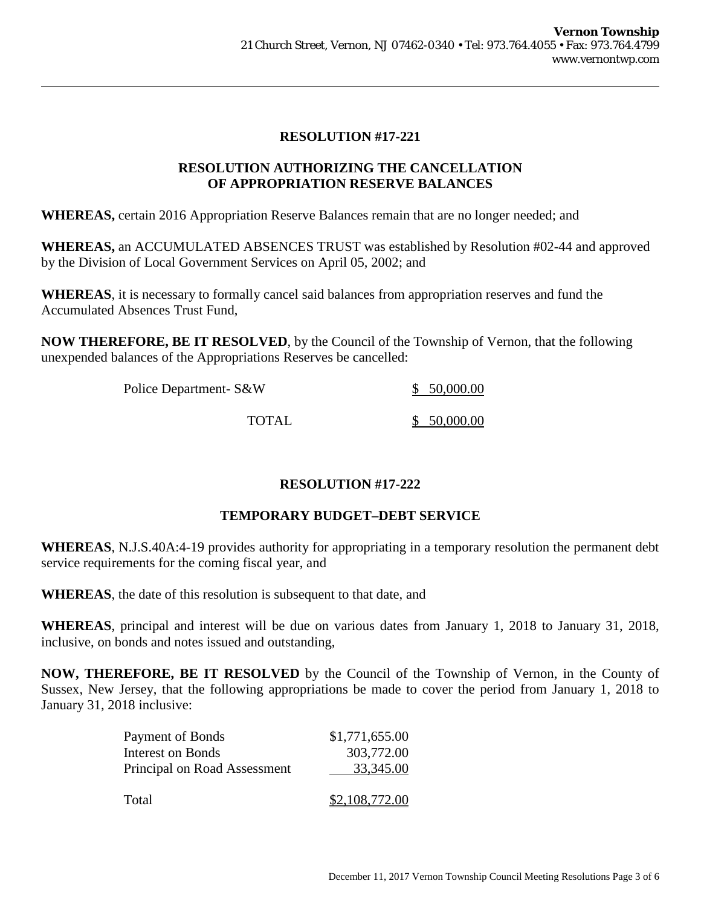**Vernon Township**
21 Church Street, Vernon, NJ 07462-0340 • Tel: 973.764.4055 • Fax: 973.764.4799
www.vernontwp.com

## RESOLUTION #17-221

## RESOLUTION AUTHORIZING THE CANCELLATION OF APPROPRIATION RESERVE BALANCES

**WHEREAS,** certain 2016 Appropriation Reserve Balances remain that are no longer needed; and

**WHEREAS,** an ACCUMULATED ABSENCES TRUST was established by Resolution #02-44 and approved by the Division of Local Government Services on April 05, 2002; and

**WHEREAS**, it is necessary to formally cancel said balances from appropriation reserves and fund the Accumulated Absences Trust Fund,

**NOW THEREFORE, BE IT RESOLVED**, by the Council of the Township of Vernon, that the following unexpended balances of the Appropriations Reserves be cancelled:

| | |
|---|---|
| Police Department- S&W | $ 50,000.00 |
| TOTAL | $ 50,000.00 |

## RESOLUTION #17-222

## TEMPORARY BUDGET–DEBT SERVICE

**WHEREAS**, N.J.S.40A:4-19 provides authority for appropriating in a temporary resolution the permanent debt service requirements for the coming fiscal year, and

**WHEREAS**, the date of this resolution is subsequent to that date, and

**WHEREAS**, principal and interest will be due on various dates from January 1, 2018 to January 31, 2018, inclusive, on bonds and notes issued and outstanding,

**NOW, THEREFORE, BE IT RESOLVED** by the Council of the Township of Vernon, in the County of Sussex, New Jersey, that the following appropriations be made to cover the period from January 1, 2018 to January 31, 2018 inclusive:

| | |
|---|---|
| Payment of Bonds | $1,771,655.00 |
| Interest on Bonds | 303,772.00 |
| Principal on Road Assessment | 33,345.00 |
| Total | $2,108,772.00 |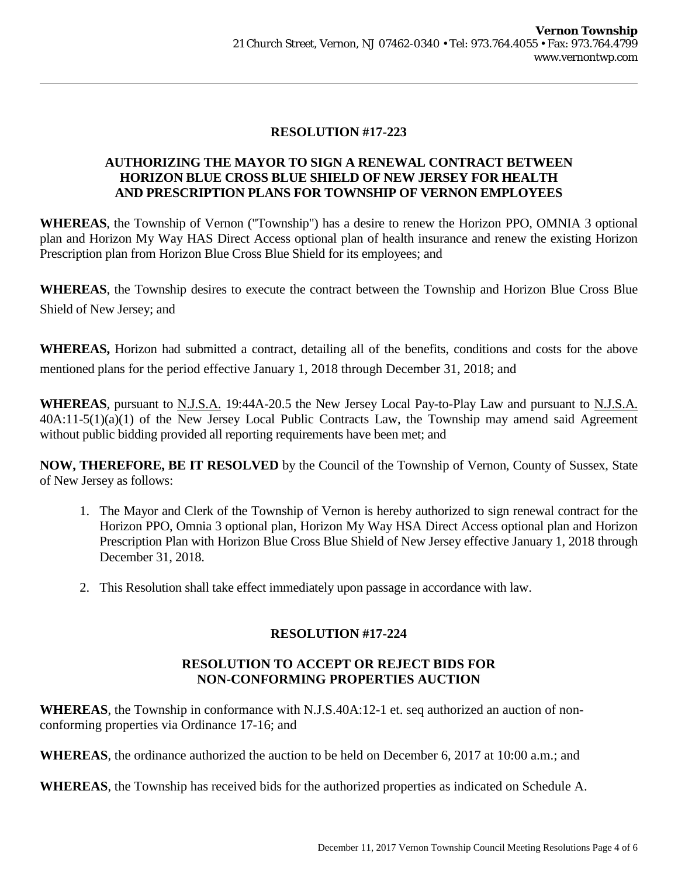## RESOLUTION #17-223

### AUTHORIZING THE MAYOR TO SIGN A RENEWAL CONTRACT BETWEEN HORIZON BLUE CROSS BLUE SHIELD OF NEW JERSEY FOR HEALTH AND PRESCRIPTION PLANS FOR TOWNSHIP OF VERNON EMPLOYEES

**WHEREAS**, the Township of Vernon ("Township") has a desire to renew the Horizon PPO, OMNIA 3 optional plan and Horizon My Way HAS Direct Access optional plan of health insurance and renew the existing Horizon Prescription plan from Horizon Blue Cross Blue Shield for its employees; and

**WHEREAS**, the Township desires to execute the contract between the Township and Horizon Blue Cross Blue Shield of New Jersey; and

**WHEREAS,** Horizon had submitted a contract, detailing all of the benefits, conditions and costs for the above mentioned plans for the period effective January 1, 2018 through December 31, 2018; and

**WHEREAS**, pursuant to N.J.S.A. 19:44A-20.5 the New Jersey Local Pay-to-Play Law and pursuant to N.J.S.A. 40A:11-5(1)(a)(1) of the New Jersey Local Public Contracts Law, the Township may amend said Agreement without public bidding provided all reporting requirements have been met; and

**NOW, THEREFORE, BE IT RESOLVED** by the Council of the Township of Vernon, County of Sussex, State of New Jersey as follows:

1. The Mayor and Clerk of the Township of Vernon is hereby authorized to sign renewal contract for the Horizon PPO, Omnia 3 optional plan, Horizon My Way HSA Direct Access optional plan and Horizon Prescription Plan with Horizon Blue Cross Blue Shield of New Jersey effective January 1, 2018 through December 31, 2018.
2. This Resolution shall take effect immediately upon passage in accordance with law.

## RESOLUTION #17-224

### RESOLUTION TO ACCEPT OR REJECT BIDS FOR NON-CONFORMING PROPERTIES AUCTION

**WHEREAS**, the Township in conformance with N.J.S.40A:12-1 et. seq authorized an auction of non-conforming properties via Ordinance 17-16; and

**WHEREAS**, the ordinance authorized the auction to be held on December 6, 2017 at 10:00 a.m.; and

**WHEREAS**, the Township has received bids for the authorized properties as indicated on Schedule A.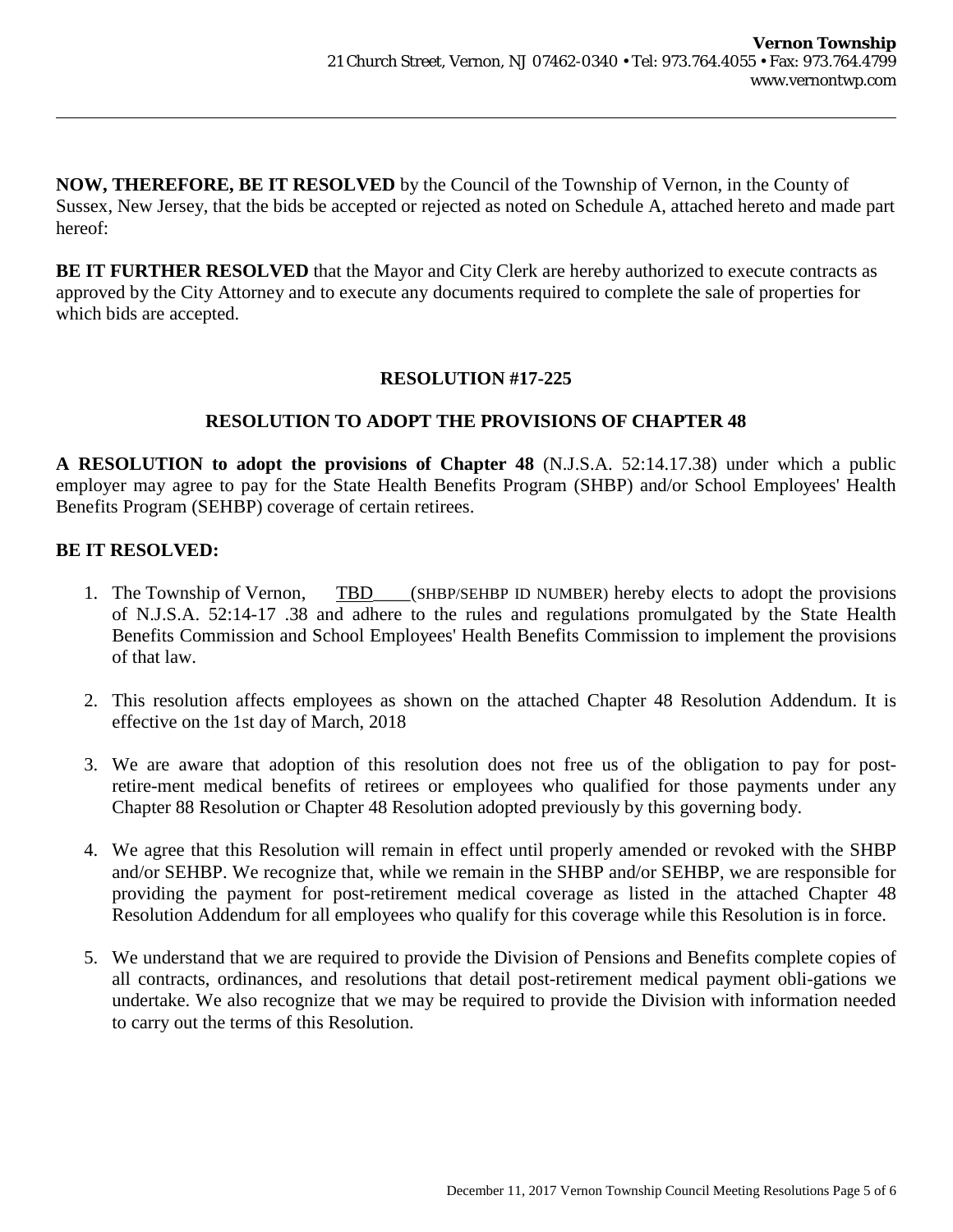**NOW, THEREFORE, BE IT RESOLVED** by the Council of the Township of Vernon, in the County of Sussex, New Jersey, that the bids be accepted or rejected as noted on Schedule A, attached hereto and made part hereof:

**BE IT FURTHER RESOLVED** that the Mayor and City Clerk are hereby authorized to execute contracts as approved by the City Attorney and to execute any documents required to complete the sale of properties for which bids are accepted.

## RESOLUTION #17-225

## RESOLUTION TO ADOPT THE PROVISIONS OF CHAPTER 48

**A RESOLUTION to adopt the provisions of Chapter 48** (N.J.S.A. 52:14.17.38) under which a public employer may agree to pay for the State Health Benefits Program (SHBP) and/or School Employees' Health Benefits Program (SEHBP) coverage of certain retirees.

**BE IT RESOLVED:**

1. The Township of Vernon, TBD____(SHBP/SEHBP ID NUMBER) hereby elects to adopt the provisions of N.J.S.A. 52:14-17 .38 and adhere to the rules and regulations promulgated by the State Health Benefits Commission and School Employees' Health Benefits Commission to implement the provisions of that law.

2. This resolution affects employees as shown on the attached Chapter 48 Resolution Addendum. It is effective on the 1st day of March, 2018

3. We are aware that adoption of this resolution does not free us of the obligation to pay for post-retire-ment medical benefits of retirees or employees who qualified for those payments under any Chapter 88 Resolution or Chapter 48 Resolution adopted previously by this governing body.

4. We agree that this Resolution will remain in effect until properly amended or revoked with the SHBP and/or SEHBP. We recognize that, while we remain in the SHBP and/or SEHBP, we are responsible for providing the payment for post-retirement medical coverage as listed in the attached Chapter 48 Resolution Addendum for all employees who qualify for this coverage while this Resolution is in force.

5. We understand that we are required to provide the Division of Pensions and Benefits complete copies of all contracts, ordinances, and resolutions that detail post-retirement medical payment obli-gations we undertake. We also recognize that we may be required to provide the Division with information needed to carry out the terms of this Resolution.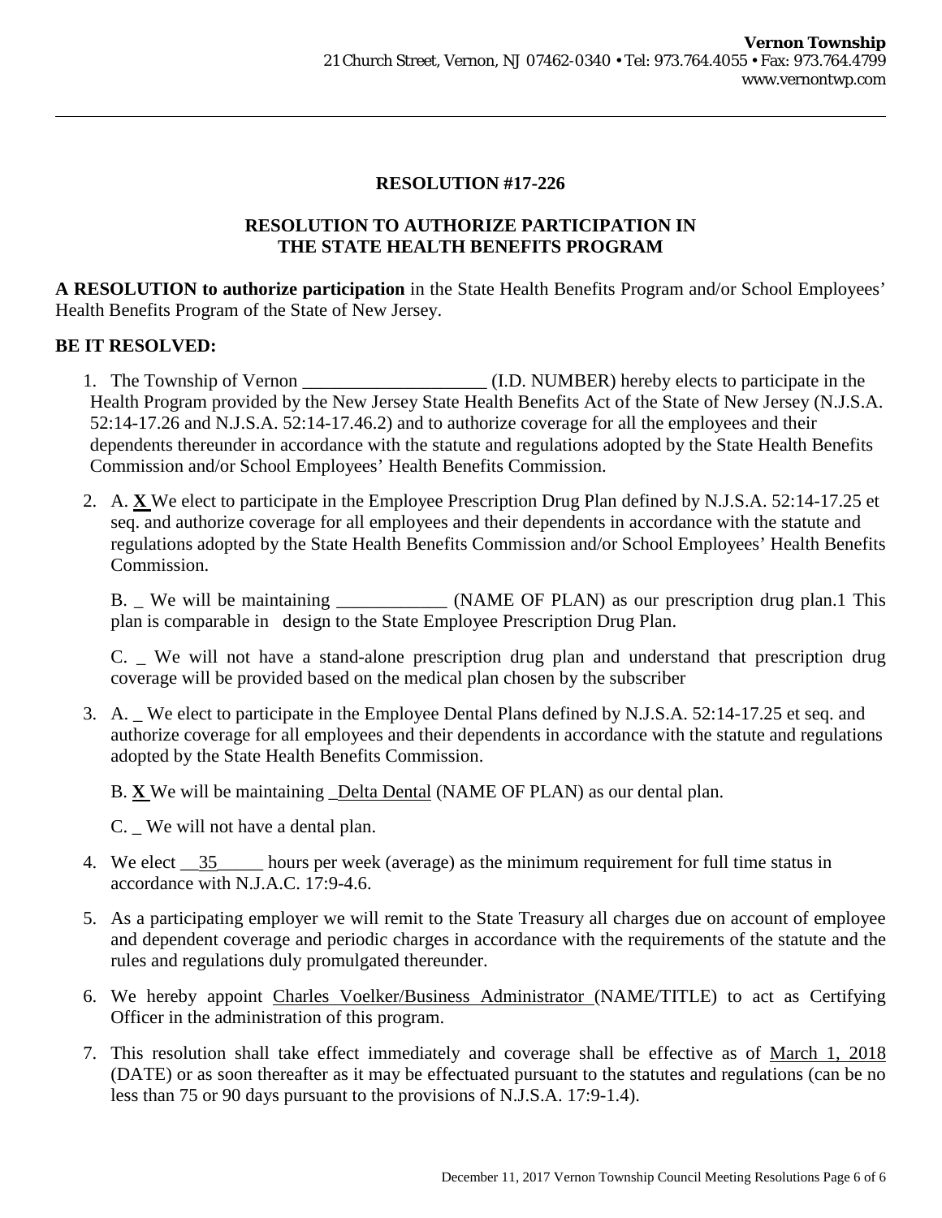**Vernon Township**
21 Church Street, Vernon, NJ 07462-0340 • Tel: 973.764.4055 • Fax: 973.764.4799
www.vernontwp.com

---

## RESOLUTION #17-226

## RESOLUTION TO AUTHORIZE PARTICIPATION IN THE STATE HEALTH BENEFITS PROGRAM

**A RESOLUTION to authorize participation** in the State Health Benefits Program and/or School Employees' Health Benefits Program of the State of New Jersey.

**BE IT RESOLVED:**

1. The Township of Vernon ____________________ (I.D. NUMBER) hereby elects to participate in the Health Program provided by the New Jersey State Health Benefits Act of the State of New Jersey (N.J.S.A. 52:14-17.26 and N.J.S.A. 52:14-17.46.2) and to authorize coverage for all the employees and their dependents thereunder in accordance with the statute and regulations adopted by the State Health Benefits Commission and/or School Employees' Health Benefits Commission.

2. A. **X** We elect to participate in the Employee Prescription Drug Plan defined by N.J.S.A. 52:14-17.25 et seq. and authorize coverage for all employees and their dependents in accordance with the statute and regulations adopted by the State Health Benefits Commission and/or School Employees' Health Benefits Commission.

   B. _ We will be maintaining ____________ (NAME OF PLAN) as our prescription drug plan.1 This plan is comparable in design to the State Employee Prescription Drug Plan.

   C. _ We will not have a stand-alone prescription drug plan and understand that prescription drug coverage will be provided based on the medical plan chosen by the subscriber

3. A. _ We elect to participate in the Employee Dental Plans defined by N.J.S.A. 52:14-17.25 et seq. and authorize coverage for all employees and their dependents in accordance with the statute and regulations adopted by the State Health Benefits Commission.

   B. **X** We will be maintaining _Delta Dental (NAME OF PLAN) as our dental plan.

   C. _ We will not have a dental plan.

4. We elect __35_____ hours per week (average) as the minimum requirement for full time status in accordance with N.J.A.C. 17:9-4.6.

5. As a participating employer we will remit to the State Treasury all charges due on account of employee and dependent coverage and periodic charges in accordance with the requirements of the statute and the rules and regulations duly promulgated thereunder.

6. We hereby appoint Charles Voelker/Business Administrator (NAME/TITLE) to act as Certifying Officer in the administration of this program.

7. This resolution shall take effect immediately and coverage shall be effective as of March 1, 2018 (DATE) or as soon thereafter as it may be effectuated pursuant to the statutes and regulations (can be no less than 75 or 90 days pursuant to the provisions of N.J.S.A. 17:9-1.4).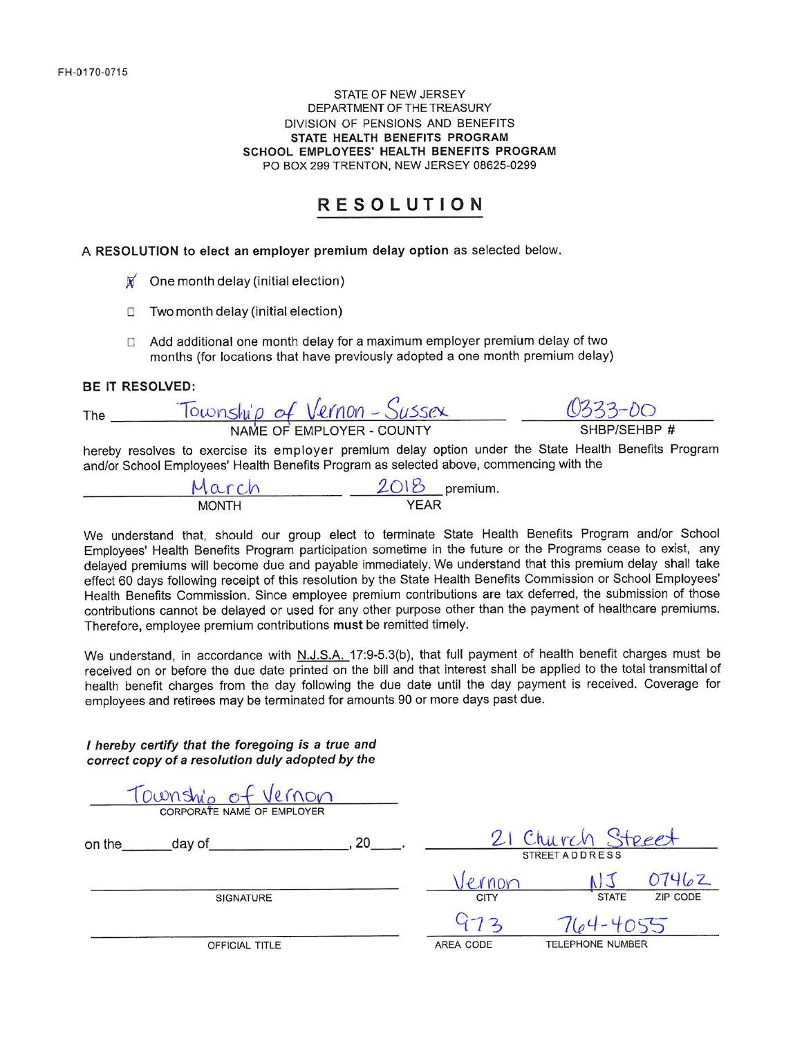FH-0170-0715

STATE OF NEW JERSEY
DEPARTMENT OF THE TREASURY
DIVISION OF PENSIONS AND BENEFITS
**STATE HEALTH BENEFITS PROGRAM**
**SCHOOL EMPLOYEES' HEALTH BENEFITS PROGRAM**
PO BOX 299 TRENTON, NEW JERSEY 08625-0299

# RESOLUTION

A **RESOLUTION to elect an employer premium delay option** as selected below.

- [x] One month delay (initial election)
- [ ] Two month delay (initial election)
- [ ] Add additional one month delay for a maximum employer premium delay of two months (for locations that have previously adopted a one month premium delay)

**BE IT RESOLVED:**

The Township of Vernon - Sussex (NAME OF EMPLOYER - COUNTY) 0333-00 (SHBP/SEHBP #)

hereby resolves to exercise its employer premium delay option under the State Health Benefits Program and/or School Employees' Health Benefits Program as selected above, commencing with the

March (MONTH) 2018 (YEAR) premium.

We understand that, should our group elect to terminate State Health Benefits Program and/or School Employees' Health Benefits Program participation sometime in the future or the Programs cease to exist, any delayed premiums will become due and payable immediately. We understand that this premium delay shall take effect 60 days following receipt of this resolution by the State Health Benefits Commission or School Employees' Health Benefits Commission. Since employee premium contributions are tax deferred, the submission of those contributions cannot be delayed or used for any other purpose other than the payment of healthcare premiums. Therefore, employee premium contributions **must** be remitted timely.

We understand, in accordance with N.J.S.A. 17:9-5.3(b), that full payment of health benefit charges must be received on or before the due date printed on the bill and that interest shall be applied to the total transmittal of health benefit charges from the day following the due date until the day payment is received. Coverage for employees and retirees may be terminated for amounts 90 or more days past due.

***I hereby certify that the foregoing is a true and correct copy of a resolution duly adopted by the***

Township of Vernon
CORPORATE NAME OF EMPLOYER

on the_______day of_________________, 20____.

_________________________
SIGNATURE

_________________________
OFFICIAL TITLE

21 Church Street
STREET ADDRESS

Vernon (CITY) NJ (STATE) 07462 (ZIP CODE)

973 (AREA CODE) 764-4055 (TELEPHONE NUMBER)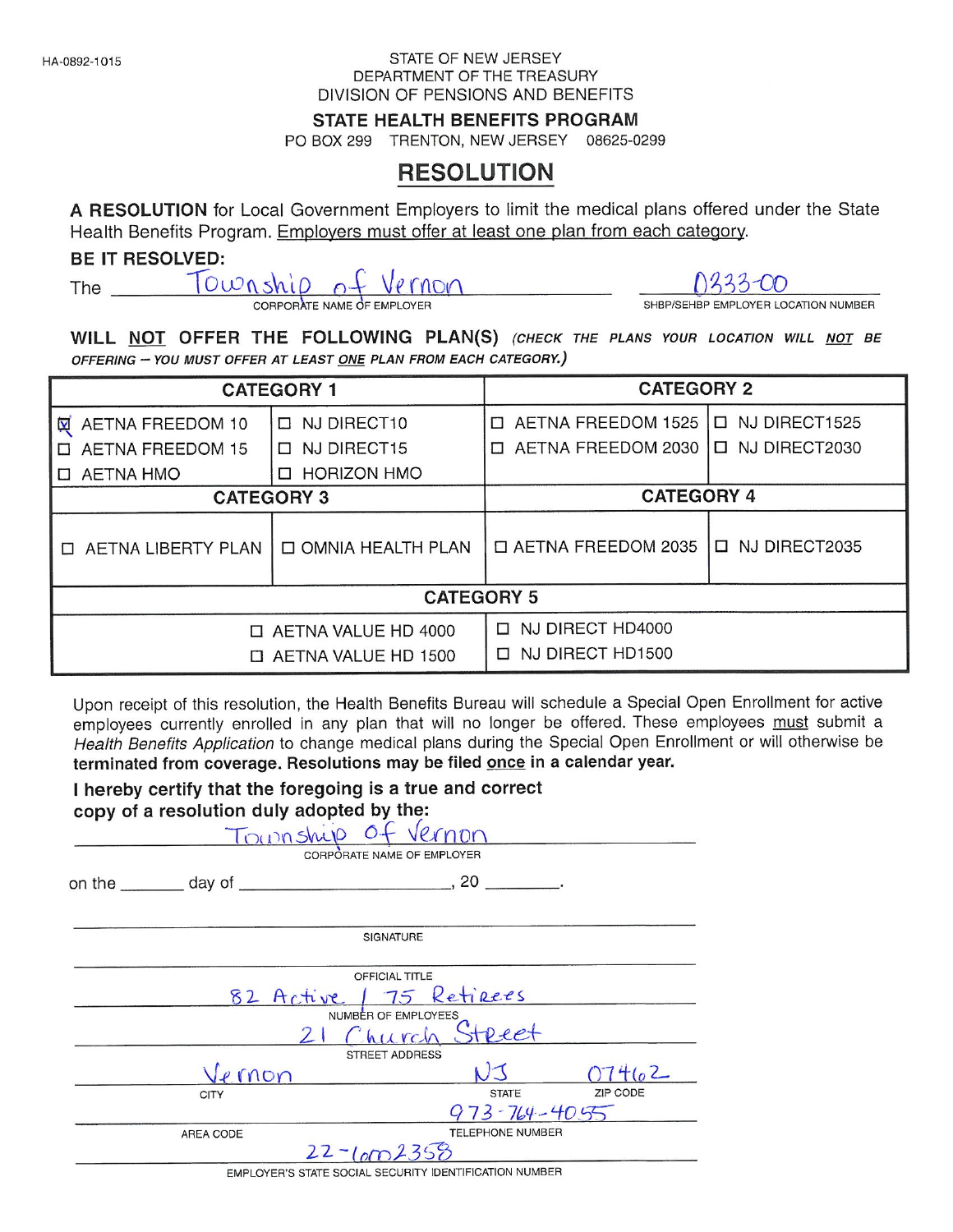HA-0892-1015

STATE OF NEW JERSEY
DEPARTMENT OF THE TREASURY
DIVISION OF PENSIONS AND BENEFITS

**STATE HEALTH BENEFITS PROGRAM**
PO BOX 299 TRENTON, NEW JERSEY 08625-0299

# RESOLUTION

**A RESOLUTION** for Local Government Employers to limit the medical plans offered under the State Health Benefits Program. Employers must offer at least one plan from each category.

**BE IT RESOLVED:**

The Township of Vernon (CORPORATE NAME OF EMPLOYER) 0333-00 (SHBP/SEHBP EMPLOYER LOCATION NUMBER)

**WILL NOT OFFER THE FOLLOWING PLAN(S)** ***(CHECK THE PLANS YOUR LOCATION WILL NOT BE OFFERING – YOU MUST OFFER AT LEAST ONE PLAN FROM EACH CATEGORY.)***

| CATEGORY 1 | | CATEGORY 2 | |
|---|---|---|---|
| ☒ AETNA FREEDOM 10<br>☐ AETNA FREEDOM 15<br>☐ AETNA HMO | ☐ NJ DIRECT10<br>☐ NJ DIRECT15<br>☐ HORIZON HMO | ☐ AETNA FREEDOM 1525<br>☐ AETNA FREEDOM 2030 | ☐ NJ DIRECT1525<br>☐ NJ DIRECT2030 |
| **CATEGORY 3** | | **CATEGORY 4** | |
| ☐ AETNA LIBERTY PLAN | ☐ OMNIA HEALTH PLAN | ☐ AETNA FREEDOM 2035 | ☐ NJ DIRECT2035 |
| **CATEGORY 5** | | | |
| ☐ AETNA VALUE HD 4000<br>☐ AETNA VALUE HD 1500 | | ☐ NJ DIRECT HD4000<br>☐ NJ DIRECT HD1500 | |

Upon receipt of this resolution, the Health Benefits Bureau will schedule a Special Open Enrollment for active employees currently enrolled in any plan that will no longer be offered. These employees must submit a *Health Benefits Application* to change medical plans during the Special Open Enrollment or will otherwise be **terminated from coverage. Resolutions may be filed once in a calendar year.**

**I hereby certify that the foregoing is a true and correct copy of a resolution duly adopted by the:**

Township of Vernon
CORPORATE NAME OF EMPLOYER

on the _______ day of _______________________, 20 ________.

_______________________________
SIGNATURE

_______________________________
OFFICIAL TITLE

82 Active / 75 Retirees
NUMBER OF EMPLOYEES

21 Church Street
STREET ADDRESS

Vernon — NJ — 07462
CITY — STATE — ZIP CODE

973-764-4055
AREA CODE — TELEPHONE NUMBER

22-6002358
EMPLOYER'S STATE SOCIAL SECURITY IDENTIFICATION NUMBER